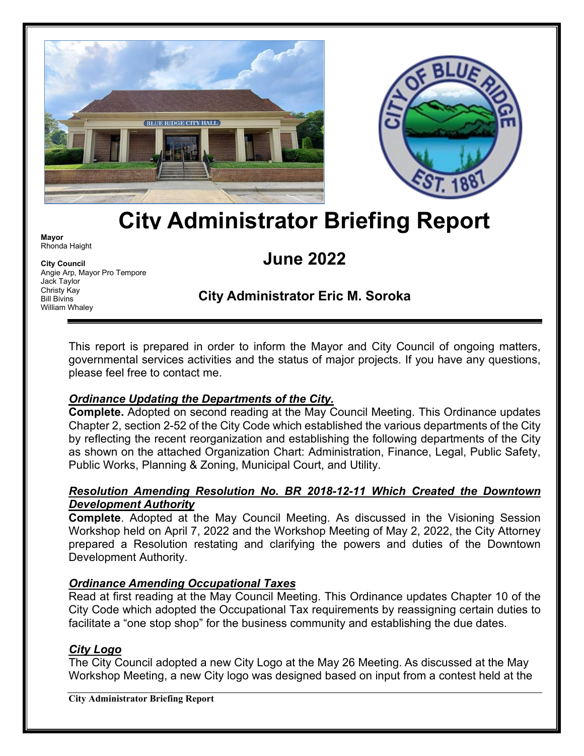# City Administrator Briefing Report

**Mayor**
Rhonda Haight

**City Council**
Angie Arp, Mayor Pro Tempore
Jack Taylor
Christy Kay
Bill Bivins
William Whaley

## June 2022

### City Administrator Eric M. Soroka

This report is prepared in order to inform the Mayor and City Council of ongoing matters, governmental services activities and the status of major projects. If you have any questions, please feel free to contact me.

***Ordinance Updating the Departments of the City.***

**Complete.** Adopted on second reading at the May Council Meeting. This Ordinance updates Chapter 2, section 2-52 of the City Code which established the various departments of the City by reflecting the recent reorganization and establishing the following departments of the City as shown on the attached Organization Chart: Administration, Finance, Legal, Public Safety, Public Works, Planning & Zoning, Municipal Court, and Utility.

***Resolution Amending Resolution No. BR 2018-12-11 Which Created the Downtown Development Authority***

**Complete**. Adopted at the May Council Meeting. As discussed in the Visioning Session Workshop held on April 7, 2022 and the Workshop Meeting of May 2, 2022, the City Attorney prepared a Resolution restating and clarifying the powers and duties of the Downtown Development Authority.

***Ordinance Amending Occupational Taxes***

Read at first reading at the May Council Meeting. This Ordinance updates Chapter 10 of the City Code which adopted the Occupational Tax requirements by reassigning certain duties to facilitate a "one stop shop" for the business community and establishing the due dates.

***City Logo***

The City Council adopted a new City Logo at the May 26 Meeting. As discussed at the May Workshop Meeting, a new City logo was designed based on input from a contest held at the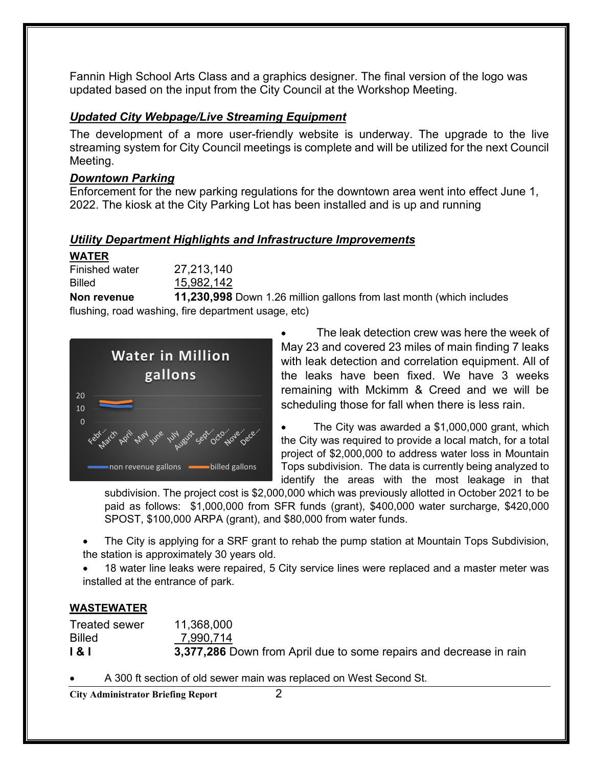Fannin High School Arts Class and a graphics designer. The final version of the logo was updated based on the input from the City Council at the Workshop Meeting.

***Updated City Webpage/Live Streaming Equipment***

The development of a more user-friendly website is underway. The upgrade to the live streaming system for City Council meetings is complete and will be utilized for the next Council Meeting.

***Downtown Parking***

Enforcement for the new parking regulations for the downtown area went into effect June 1, 2022. The kiosk at the City Parking Lot has been installed and is up and running

***Utility Department Highlights and Infrastructure Improvements***

**WATER**

| | |
|---|---|
| Finished water | 27,213,140 |
| Billed | 15,982,142 |
| **Non revenue** | **11,230,998** Down 1.26 million gallons from last month (which includes flushing, road washing, fire department usage, etc) |

- The leak detection crew was here the week of May 23 and covered 23 miles of main finding 7 leaks with leak detection and correlation equipment. All of the leaks have been fixed. We have 3 weeks remaining with Mckimm & Creed and we will be scheduling those for fall when there is less rain.
- The City was awarded a $1,000,000 grant, which the City was required to provide a local match, for a total project of $2,000,000 to address water loss in Mountain Tops subdivision. The data is currently being analyzed to identify the areas with the most leakage in that subdivision. The project cost is $2,000,000 which was previously allotted in October 2021 to be paid as follows: $1,000,000 from SFR funds (grant), $400,000 water surcharge, $420,000 SPOST, $100,000 ARPA (grant), and $80,000 from water funds.
- The City is applying for a SRF grant to rehab the pump station at Mountain Tops Subdivision, the station is approximately 30 years old.
- 18 water line leaks were repaired, 5 City service lines were replaced and a master meter was installed at the entrance of park.

**WASTEWATER**

| | |
|---|---|
| Treated sewer | 11,368,000 |
| Billed | 7,990,714 |
| **I & I** | **3,377,286** Down from April due to some repairs and decrease in rain |

- A 300 ft section of old sewer main was replaced on West Second St.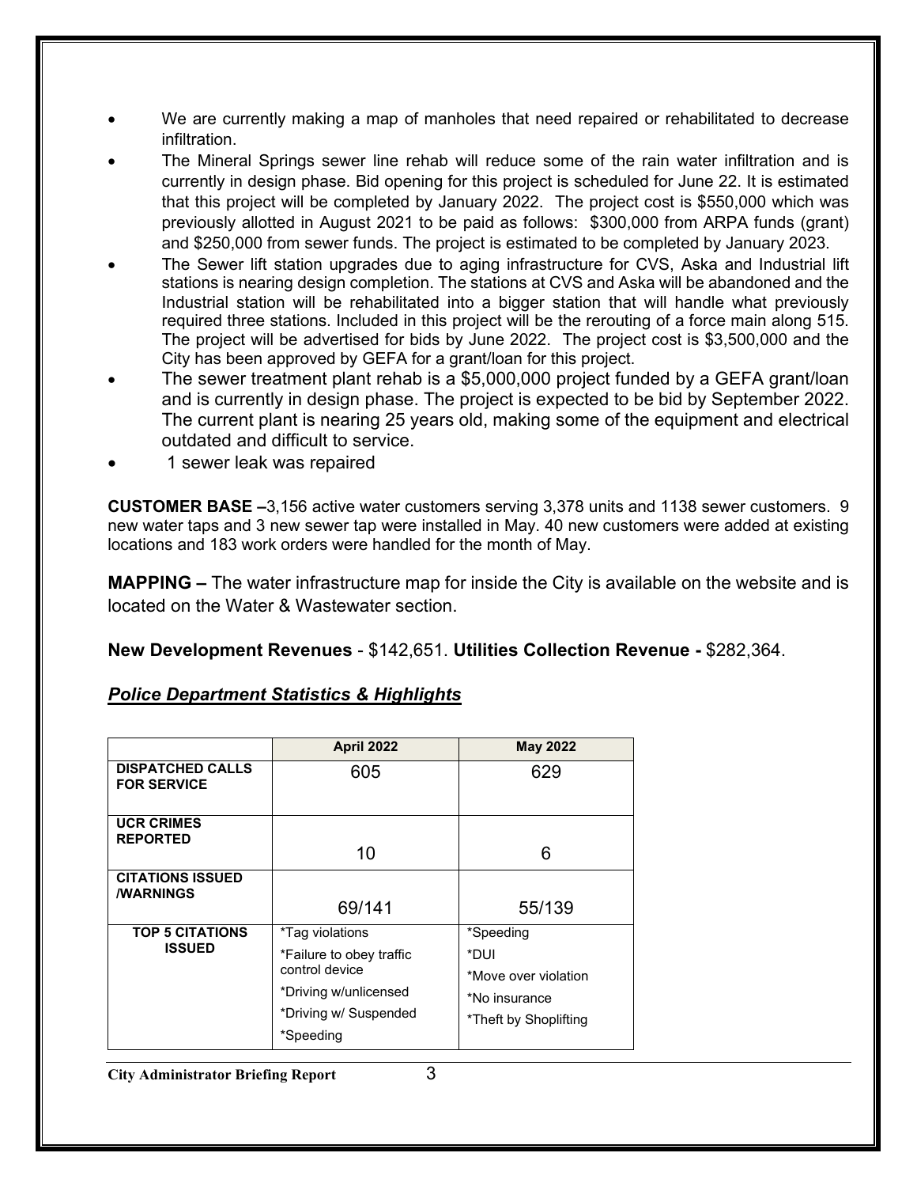- We are currently making a map of manholes that need repaired or rehabilitated to decrease infiltration.
- The Mineral Springs sewer line rehab will reduce some of the rain water infiltration and is currently in design phase. Bid opening for this project is scheduled for June 22. It is estimated that this project will be completed by January 2022. The project cost is $550,000 which was previously allotted in August 2021 to be paid as follows: $300,000 from ARPA funds (grant) and $250,000 from sewer funds. The project is estimated to be completed by January 2023.
- The Sewer lift station upgrades due to aging infrastructure for CVS, Aska and Industrial lift stations is nearing design completion. The stations at CVS and Aska will be abandoned and the Industrial station will be rehabilitated into a bigger station that will handle what previously required three stations. Included in this project will be the rerouting of a force main along 515. The project will be advertised for bids by June 2022. The project cost is $3,500,000 and the City has been approved by GEFA for a grant/loan for this project.
- The sewer treatment plant rehab is a $5,000,000 project funded by a GEFA grant/loan and is currently in design phase. The project is expected to be bid by September 2022. The current plant is nearing 25 years old, making some of the equipment and electrical outdated and difficult to service.
- 1 sewer leak was repaired

**CUSTOMER BASE –**3,156 active water customers serving 3,378 units and 1138 sewer customers. 9 new water taps and 3 new sewer tap were installed in May. 40 new customers were added at existing locations and 183 work orders were handled for the month of May.

**MAPPING –** The water infrastructure map for inside the City is available on the website and is located on the Water & Wastewater section.

**New Development Revenues** - $142,651. **Utilities Collection Revenue -** $282,364.

## ***Police Department Statistics & Highlights***

| | **April 2022** | **May 2022** |
|---|---|---|
| **DISPATCHED CALLS FOR SERVICE** | 605 | 629 |
| **UCR CRIMES REPORTED** | 10 | 6 |
| **CITATIONS ISSUED /WARNINGS** | 69/141 | 55/139 |
| **TOP 5 CITATIONS ISSUED** | *Tag violations<br>*Failure to obey traffic control device<br>*Driving w/unlicensed<br>*Driving w/ Suspended<br>*Speeding | *Speeding<br>*DUI<br>*Move over violation<br>*No insurance<br>*Theft by Shoplifting |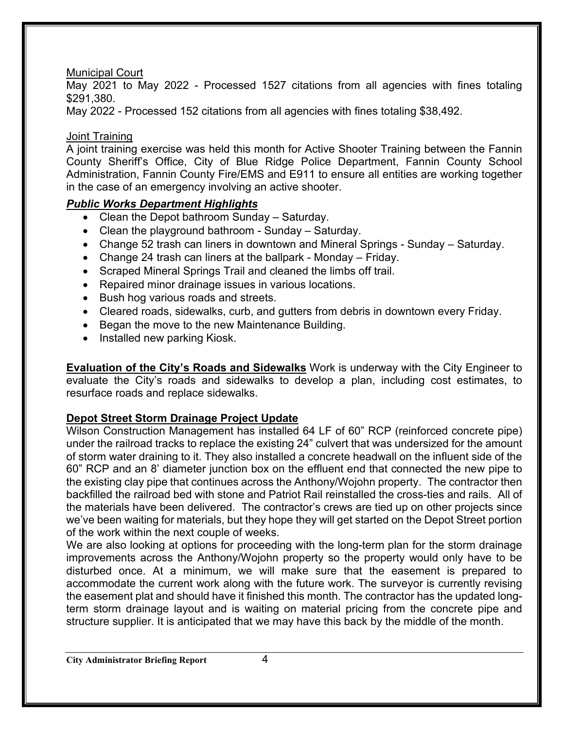Municipal Court

May 2021 to May 2022 - Processed 1527 citations from all agencies with fines totaling $291,380.

May 2022 - Processed 152 citations from all agencies with fines totaling $38,492.

Joint Training

A joint training exercise was held this month for Active Shooter Training between the Fannin County Sheriff's Office, City of Blue Ridge Police Department, Fannin County School Administration, Fannin County Fire/EMS and E911 to ensure all entities are working together in the case of an emergency involving an active shooter.

***Public Works Department Highlights***

- Clean the Depot bathroom Sunday – Saturday.
- Clean the playground bathroom - Sunday – Saturday.
- Change 52 trash can liners in downtown and Mineral Springs - Sunday – Saturday.
- Change 24 trash can liners at the ballpark - Monday – Friday.
- Scraped Mineral Springs Trail and cleaned the limbs off trail.
- Repaired minor drainage issues in various locations.
- Bush hog various roads and streets.
- Cleared roads, sidewalks, curb, and gutters from debris in downtown every Friday.
- Began the move to the new Maintenance Building.
- Installed new parking Kiosk.

**Evaluation of the City's Roads and Sidewalks** Work is underway with the City Engineer to evaluate the City's roads and sidewalks to develop a plan, including cost estimates, to resurface roads and replace sidewalks.

**Depot Street Storm Drainage Project Update**

Wilson Construction Management has installed 64 LF of 60" RCP (reinforced concrete pipe) under the railroad tracks to replace the existing 24" culvert that was undersized for the amount of storm water draining to it. They also installed a concrete headwall on the influent side of the 60" RCP and an 8' diameter junction box on the effluent end that connected the new pipe to the existing clay pipe that continues across the Anthony/Wojohn property. The contractor then backfilled the railroad bed with stone and Patriot Rail reinstalled the cross-ties and rails. All of the materials have been delivered. The contractor's crews are tied up on other projects since we've been waiting for materials, but they hope they will get started on the Depot Street portion of the work within the next couple of weeks.

We are also looking at options for proceeding with the long-term plan for the storm drainage improvements across the Anthony/Wojohn property so the property would only have to be disturbed once. At a minimum, we will make sure that the easement is prepared to accommodate the current work along with the future work. The surveyor is currently revising the easement plat and should have it finished this month. The contractor has the updated long-term storm drainage layout and is waiting on material pricing from the concrete pipe and structure supplier. It is anticipated that we may have this back by the middle of the month.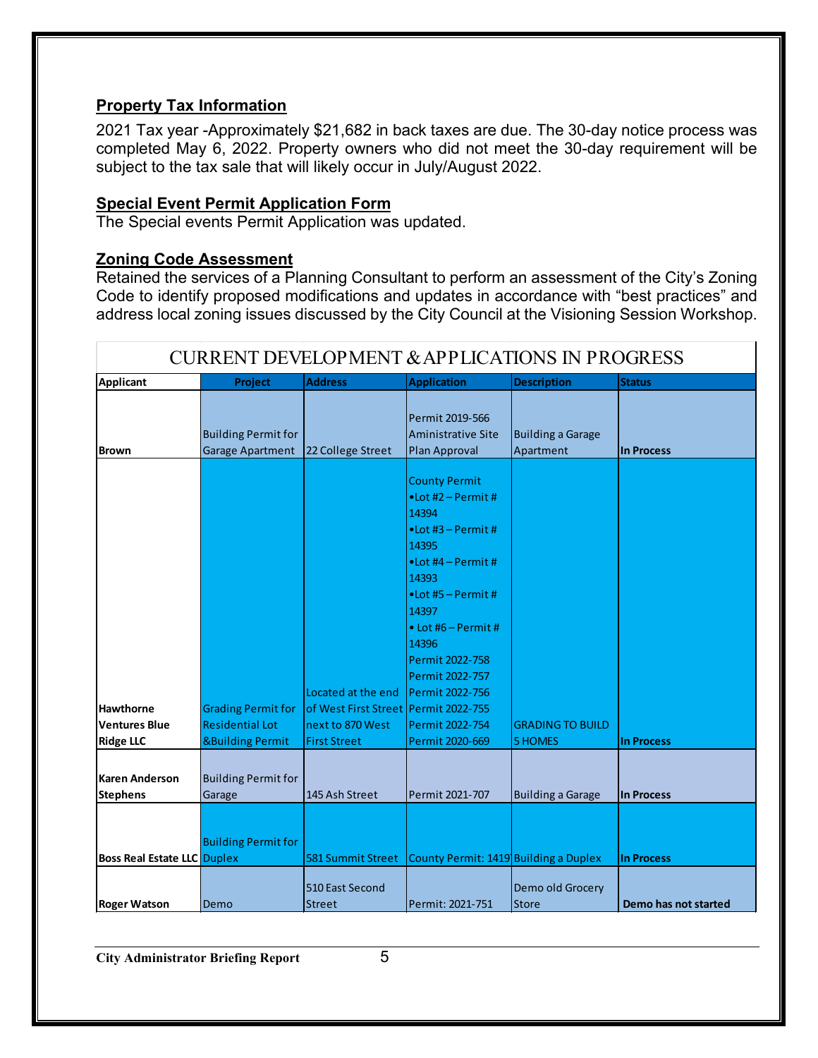## Property Tax Information

2021 Tax year -Approximately $21,682 in back taxes are due. The 30-day notice process was completed May 6, 2022. Property owners who did not meet the 30-day requirement will be subject to the tax sale that will likely occur in July/August 2022.

## Special Event Permit Application Form

The Special events Permit Application was updated.

## Zoning Code Assessment

Retained the services of a Planning Consultant to perform an assessment of the City's Zoning Code to identify proposed modifications and updates in accordance with "best practices" and address local zoning issues discussed by the City Council at the Visioning Session Workshop.

### CURRENT DEVELOPMENT & APPLICATIONS IN PROGRESS

| Applicant | Project | Address | Application | Description | Status |
|---|---|---|---|---|---|
| **Brown** | Building Permit for Garage Apartment | 22 College Street | Permit 2019-566 Aministrative Site Plan Approval | Building a Garage Apartment | **In Process** |
| **Hawthorne Ventures Blue Ridge LLC** | Grading Permit for Residential Lot &Building Permit | Located at the end of West First Street next to 870 West First Street | County Permit<br>•Lot #2 – Permit # 14394<br>•Lot #3 – Permit # 14395<br>•Lot #4 – Permit # 14393<br>•Lot #5 – Permit # 14397<br>• Lot #6 – Permit # 14396<br>Permit 2022-758<br>Permit 2022-757<br>Permit 2022-756<br>Permit 2022-755<br>Permit 2022-754<br>Permit 2020-669 | GRADING TO BUILD 5 HOMES | **In Process** |
| **Karen Anderson Stephens** | Building Permit for Garage | 145 Ash Street | Permit 2021-707 | Building a Garage | **In Process** |
| **Boss Real Estate LLC** | Building Permit for Duplex | 581 Summit Street | County Permit: 1419 | Building a Duplex | **In Process** |
| **Roger Watson** | Demo | 510 East Second Street | Permit: 2021-751 | Demo old Grocery Store | **Demo has not started** |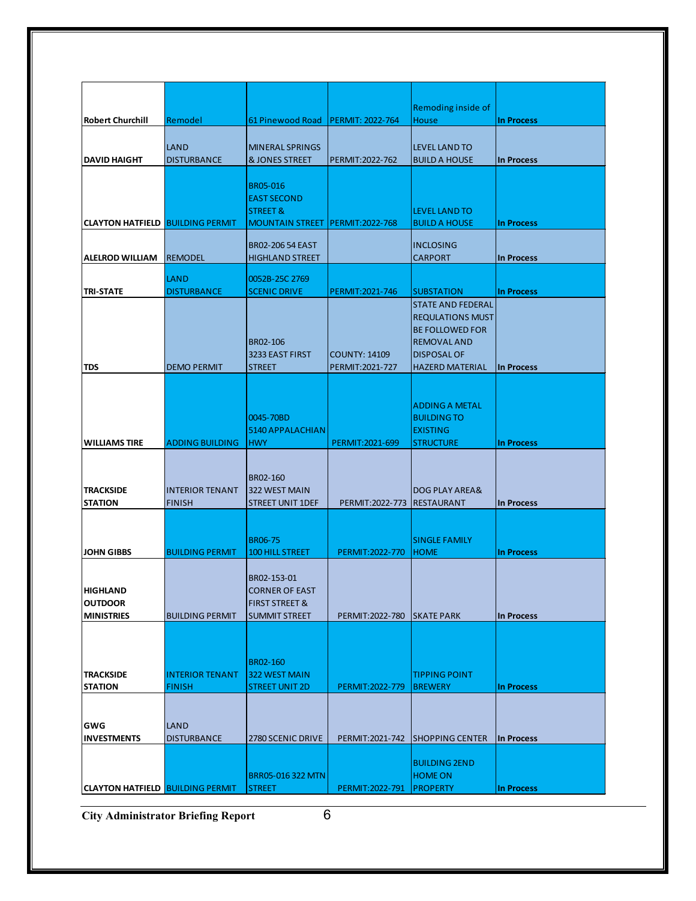| | | | | | |
|---|---|---|---|---|---|
| **Robert Churchill** | Remodel | 61 Pinewood Road | PERMIT: 2022-764 | Remoding inside of House | **In Process** |
| **DAVID HAIGHT** | LAND DISTURBANCE | MINERAL SPRINGS & JONES STREET | PERMIT:2022-762 | LEVEL LAND TO BUILD A HOUSE | **In Process** |
| **CLAYTON HATFIELD** | BUILDING PERMIT | BR05-016 EAST SECOND STREET & MOUNTAIN STREET | PERMIT:2022-768 | LEVEL LAND TO BUILD A HOUSE | **In Process** |
| **ALELROD WILLIAM** | REMODEL | BR02-206 54 EAST HIGHLAND STREET | | INCLOSING CARPORT | **In Process** |
| **TRI-STATE** | LAND DISTURBANCE | 0052B-25C 2769 SCENIC DRIVE | PERMIT:2021-746 | SUBSTATION | **In Process** |
| **TDS** | DEMO PERMIT | BR02-106 3233 EAST FIRST STREET | COUNTY: 14109 PERMIT:2021-727 | STATE AND FEDERAL REQULATIONS MUST BE FOLLOWED FOR REMOVAL AND DISPOSAL OF HAZERD MATERIAL | **In Process** |
| **WILLIAMS TIRE** | ADDING BUILDING | 0045-70BD 5140 APPALACHIAN HWY | PERMIT:2021-699 | ADDING A METAL BUILDING TO EXISTING STRUCTURE | **In Process** |
| **TRACKSIDE STATION** | INTERIOR TENANT FINISH | BR02-160 322 WEST MAIN STREET UNIT 1DEF | PERMIT:2022-773 | DOG PLAY AREA& RESTAURANT | **In Process** |
| **JOHN GIBBS** | BUILDING PERMIT | BR06-75 100 HILL STREET | PERMIT:2022-770 | SINGLE FAMILY HOME | **In Process** |
| **HIGHLAND OUTDOOR MINISTRIES** | BUILDING PERMIT | BR02-153-01 CORNER OF EAST FIRST STREET & SUMMIT STREET | PERMIT:2022-780 | SKATE PARK | **In Process** |
| **TRACKSIDE STATION** | INTERIOR TENANT FINISH | BR02-160 322 WEST MAIN STREET UNIT 2D | PERMIT:2022-779 | TIPPING POINT BREWERY | **In Process** |
| **GWG INVESTMENTS** | LAND DISTURBANCE | 2780 SCENIC DRIVE | PERMIT:2021-742 | SHOPPING CENTER | **In Process** |
| **CLAYTON HATFIELD** | BUILDING PERMIT | BRR05-016 322 MTN STREET | PERMIT:2022-791 | BUILDING 2END HOME ON PROPERTY | **In Process** |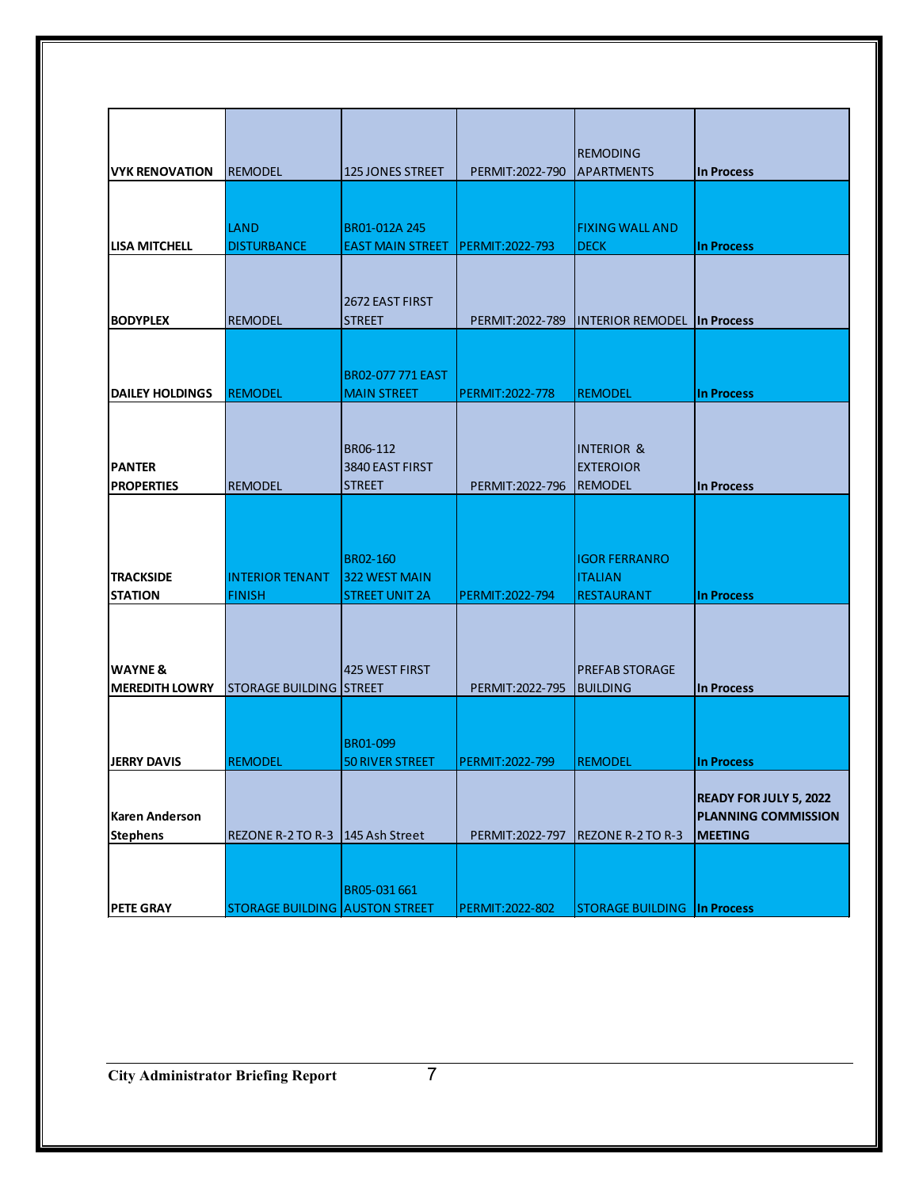| | | | | | |
|---|---|---|---|---|---|
| **VYK RENOVATION** | REMODEL | 125 JONES STREET | PERMIT:2022-790 | REMODING APARTMENTS | **In Process** |
| **LISA MITCHELL** | LAND DISTURBANCE | BR01-012A 245 EAST MAIN STREET | PERMIT:2022-793 | FIXING WALL AND DECK | **In Process** |
| **BODYPLEX** | REMODEL | 2672 EAST FIRST STREET | PERMIT:2022-789 | INTERIOR REMODEL | **In Process** |
| **DAILEY HOLDINGS** | REMODEL | BR02-077 771 EAST MAIN STREET | PERMIT:2022-778 | REMODEL | **In Process** |
| **PANTER PROPERTIES** | REMODEL | BR06-112 3840 EAST FIRST STREET | PERMIT:2022-796 | INTERIOR & EXTEROIOR REMODEL | **In Process** |
| **TRACKSIDE STATION** | INTERIOR TENANT FINISH | BR02-160 322 WEST MAIN STREET UNIT 2A | PERMIT:2022-794 | IGOR FERRANRO ITALIAN RESTAURANT | **In Process** |
| **WAYNE & MEREDITH LOWRY** | STORAGE BUILDING | 425 WEST FIRST STREET | PERMIT:2022-795 | PREFAB STORAGE BUILDING | **In Process** |
| **JERRY DAVIS** | REMODEL | BR01-099 50 RIVER STREET | PERMIT:2022-799 | REMODEL | **In Process** |
| **Karen Anderson Stephens** | REZONE R-2 TO R-3 | 145 Ash Street | PERMIT:2022-797 | REZONE R-2 TO R-3 | **READY FOR JULY 5, 2022 PLANNING COMMISSION MEETING** |
| **PETE GRAY** | STORAGE BUILDING | BR05-031 661 AUSTON STREET | PERMIT:2022-802 | STORAGE BUILDING | **In Process** |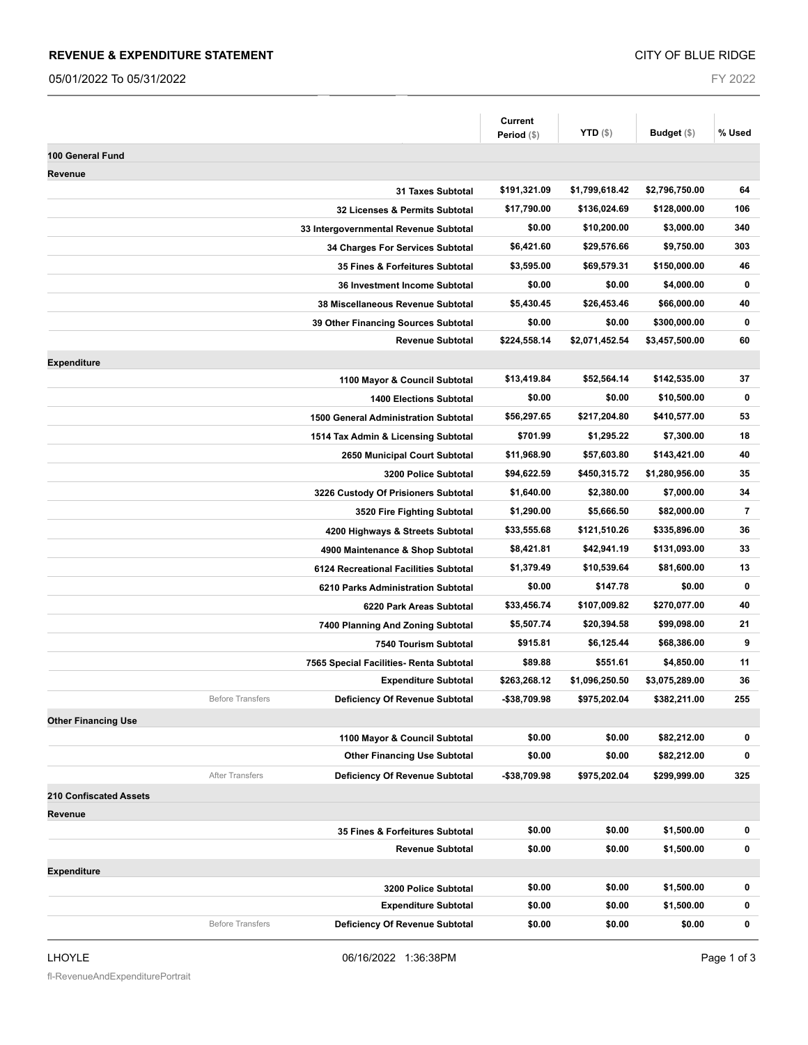**REVENUE & EXPENDITURE STATEMENT** CITY OF BLUE RIDGE

05/01/2022 To 05/31/2022 FY 2022

| | | Current Period ($) | YTD ($) | Budget ($) | % Used |
|---|---|---|---|---|---|
| **100 General Fund** | | | | | |
| **Revenue** | | | | | |
| | **31 Taxes Subtotal** | $191,321.09 | $1,799,618.42 | $2,796,750.00 | 64 |
| | **32 Licenses & Permits Subtotal** | $17,790.00 | $136,024.69 | $128,000.00 | 106 |
| | **33 Intergovernmental Revenue Subtotal** | $0.00 | $10,200.00 | $3,000.00 | 340 |
| | **34 Charges For Services Subtotal** | $6,421.60 | $29,576.66 | $9,750.00 | 303 |
| | **35 Fines & Forfeitures Subtotal** | $3,595.00 | $69,579.31 | $150,000.00 | 46 |
| | **36 Investment Income Subtotal** | $0.00 | $0.00 | $4,000.00 | 0 |
| | **38 Miscellaneous Revenue Subtotal** | $5,430.45 | $26,453.46 | $66,000.00 | 40 |
| | **39 Other Financing Sources Subtotal** | $0.00 | $0.00 | $300,000.00 | 0 |
| | **Revenue Subtotal** | $224,558.14 | $2,071,452.54 | $3,457,500.00 | 60 |
| **Expenditure** | | | | | |
| | **1100 Mayor & Council Subtotal** | $13,419.84 | $52,564.14 | $142,535.00 | 37 |
| | **1400 Elections Subtotal** | $0.00 | $0.00 | $10,500.00 | 0 |
| | **1500 General Administration Subtotal** | $56,297.65 | $217,204.80 | $410,577.00 | 53 |
| | **1514 Tax Admin & Licensing Subtotal** | $701.99 | $1,295.22 | $7,300.00 | 18 |
| | **2650 Municipal Court Subtotal** | $11,968.90 | $57,603.80 | $143,421.00 | 40 |
| | **3200 Police Subtotal** | $94,622.59 | $450,315.72 | $1,280,956.00 | 35 |
| | **3226 Custody Of Prisioners Subtotal** | $1,640.00 | $2,380.00 | $7,000.00 | 34 |
| | **3520 Fire Fighting Subtotal** | $1,290.00 | $5,666.50 | $82,000.00 | 7 |
| | **4200 Highways & Streets Subtotal** | $33,555.68 | $121,510.26 | $335,896.00 | 36 |
| | **4900 Maintenance & Shop Subtotal** | $8,421.81 | $42,941.19 | $131,093.00 | 33 |
| | **6124 Recreational Facilities Subtotal** | $1,379.49 | $10,539.64 | $81,600.00 | 13 |
| | **6210 Parks Administration Subtotal** | $0.00 | $147.78 | $0.00 | 0 |
| | **6220 Park Areas Subtotal** | $33,456.74 | $107,009.82 | $270,077.00 | 40 |
| | **7400 Planning And Zoning Subtotal** | $5,507.74 | $20,394.58 | $99,098.00 | 21 |
| | **7540 Tourism Subtotal** | $915.81 | $6,125.44 | $68,386.00 | 9 |
| | **7565 Special Facilities- Renta Subtotal** | $89.88 | $551.61 | $4,850.00 | 11 |
| | **Expenditure Subtotal** | $263,268.12 | $1,096,250.50 | $3,075,289.00 | 36 |
| Before Transfers | **Deficiency Of Revenue Subtotal** | -$38,709.98 | $975,202.04 | $382,211.00 | 255 |
| **Other Financing Use** | | | | | |
| | **1100 Mayor & Council Subtotal** | $0.00 | $0.00 | $82,212.00 | 0 |
| | **Other Financing Use Subtotal** | $0.00 | $0.00 | $82,212.00 | 0 |
| After Transfers | **Deficiency Of Revenue Subtotal** | -$38,709.98 | $975,202.04 | $299,999.00 | 325 |
| **210 Confiscated Assets** | | | | | |
| **Revenue** | | | | | |
| | **35 Fines & Forfeitures Subtotal** | $0.00 | $0.00 | $1,500.00 | 0 |
| | **Revenue Subtotal** | $0.00 | $0.00 | $1,500.00 | 0 |
| **Expenditure** | | | | | |
| | **3200 Police Subtotal** | $0.00 | $0.00 | $1,500.00 | 0 |
| | **Expenditure Subtotal** | $0.00 | $0.00 | $1,500.00 | 0 |
| Before Transfers | **Deficiency Of Revenue Subtotal** | $0.00 | $0.00 | $0.00 | 0 |

LHOYLE 06/16/2022 1:36:38PM

fl-RevenueAndExpenditurePortrait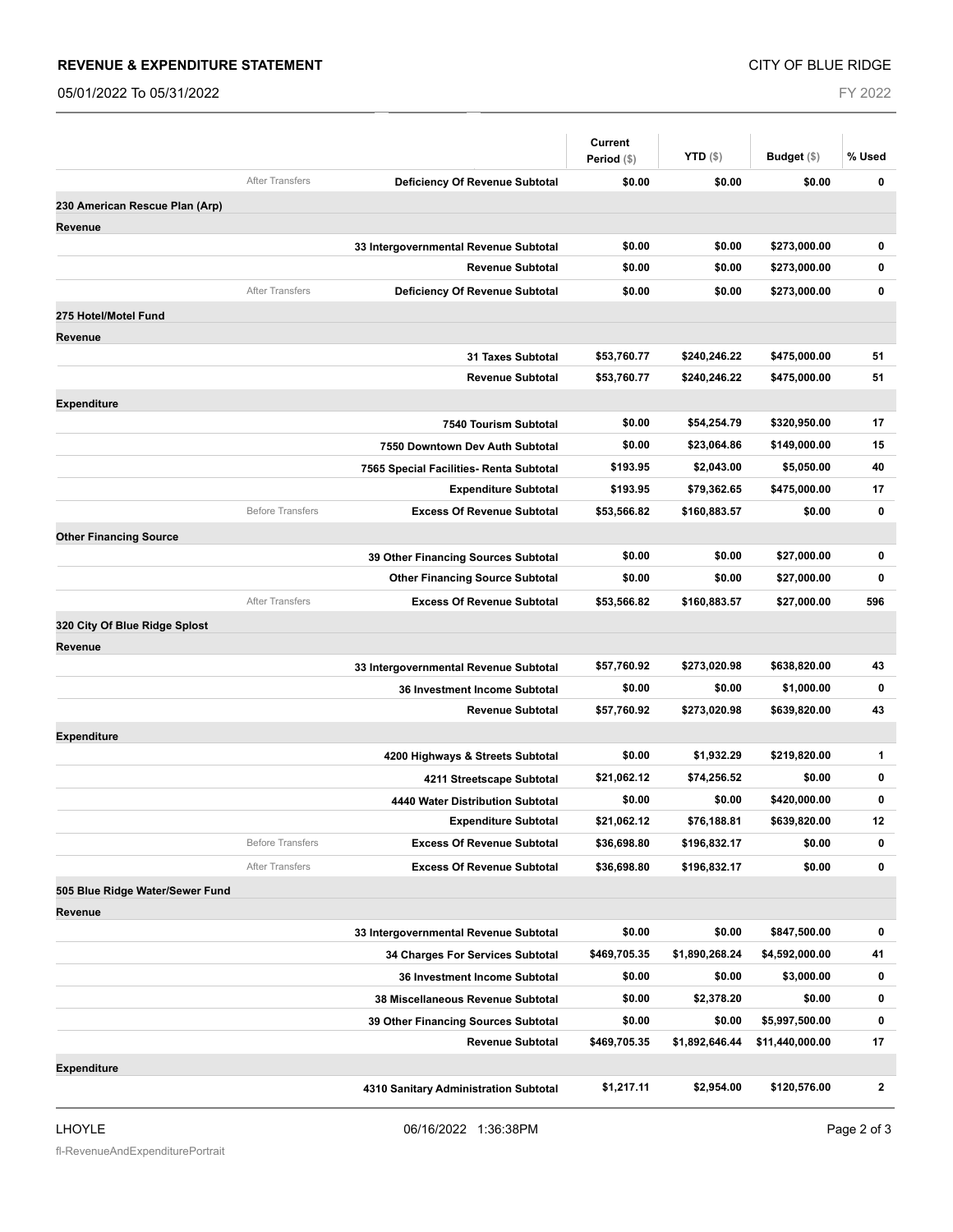| | | | Current Period ($) | YTD ($) | Budget ($) | % Used |
|---|---|---|---|---|---|---|
| | After Transfers | **Deficiency Of Revenue Subtotal** | **$0.00** | **$0.00** | **$0.00** | **0** |
| **230 American Rescue Plan (Arp)** | | | | | | |
| **Revenue** | | | | | | |
| | | **33 Intergovernmental Revenue Subtotal** | **$0.00** | **$0.00** | **$273,000.00** | **0** |
| | | **Revenue Subtotal** | **$0.00** | **$0.00** | **$273,000.00** | **0** |
| | After Transfers | **Deficiency Of Revenue Subtotal** | **$0.00** | **$0.00** | **$273,000.00** | **0** |
| **275 Hotel/Motel Fund** | | | | | | |
| **Revenue** | | | | | | |
| | | **31 Taxes Subtotal** | **$53,760.77** | **$240,246.22** | **$475,000.00** | **51** |
| | | **Revenue Subtotal** | **$53,760.77** | **$240,246.22** | **$475,000.00** | **51** |
| **Expenditure** | | | | | | |
| | | **7540 Tourism Subtotal** | **$0.00** | **$54,254.79** | **$320,950.00** | **17** |
| | | **7550 Downtown Dev Auth Subtotal** | **$0.00** | **$23,064.86** | **$149,000.00** | **15** |
| | | **7565 Special Facilities- Renta Subtotal** | **$193.95** | **$2,043.00** | **$5,050.00** | **40** |
| | | **Expenditure Subtotal** | **$193.95** | **$79,362.65** | **$475,000.00** | **17** |
| | Before Transfers | **Excess Of Revenue Subtotal** | **$53,566.82** | **$160,883.57** | **$0.00** | **0** |
| **Other Financing Source** | | | | | | |
| | | **39 Other Financing Sources Subtotal** | **$0.00** | **$0.00** | **$27,000.00** | **0** |
| | | **Other Financing Source Subtotal** | **$0.00** | **$0.00** | **$27,000.00** | **0** |
| | After Transfers | **Excess Of Revenue Subtotal** | **$53,566.82** | **$160,883.57** | **$27,000.00** | **596** |
| **320 City Of Blue Ridge Splost** | | | | | | |
| **Revenue** | | | | | | |
| | | **33 Intergovernmental Revenue Subtotal** | **$57,760.92** | **$273,020.98** | **$638,820.00** | **43** |
| | | **36 Investment Income Subtotal** | **$0.00** | **$0.00** | **$1,000.00** | **0** |
| | | **Revenue Subtotal** | **$57,760.92** | **$273,020.98** | **$639,820.00** | **43** |
| **Expenditure** | | | | | | |
| | | **4200 Highways & Streets Subtotal** | **$0.00** | **$1,932.29** | **$219,820.00** | **1** |
| | | **4211 Streetscape Subtotal** | **$21,062.12** | **$74,256.52** | **$0.00** | **0** |
| | | **4440 Water Distribution Subtotal** | **$0.00** | **$0.00** | **$420,000.00** | **0** |
| | | **Expenditure Subtotal** | **$21,062.12** | **$76,188.81** | **$639,820.00** | **12** |
| | Before Transfers | **Excess Of Revenue Subtotal** | **$36,698.80** | **$196,832.17** | **$0.00** | **0** |
| | After Transfers | **Excess Of Revenue Subtotal** | **$36,698.80** | **$196,832.17** | **$0.00** | **0** |
| **505 Blue Ridge Water/Sewer Fund** | | | | | | |
| **Revenue** | | | | | | |
| | | **33 Intergovernmental Revenue Subtotal** | **$0.00** | **$0.00** | **$847,500.00** | **0** |
| | | **34 Charges For Services Subtotal** | **$469,705.35** | **$1,890,268.24** | **$4,592,000.00** | **41** |
| | | **36 Investment Income Subtotal** | **$0.00** | **$0.00** | **$3,000.00** | **0** |
| | | **38 Miscellaneous Revenue Subtotal** | **$0.00** | **$2,378.20** | **$0.00** | **0** |
| | | **39 Other Financing Sources Subtotal** | **$0.00** | **$0.00** | **$5,997,500.00** | **0** |
| | | **Revenue Subtotal** | **$469,705.35** | **$1,892,646.44** | **$11,440,000.00** | **17** |
| **Expenditure** | | | | | | |
| | | **4310 Sanitary Administration Subtotal** | **$1,217.11** | **$2,954.00** | **$120,576.00** | **2** |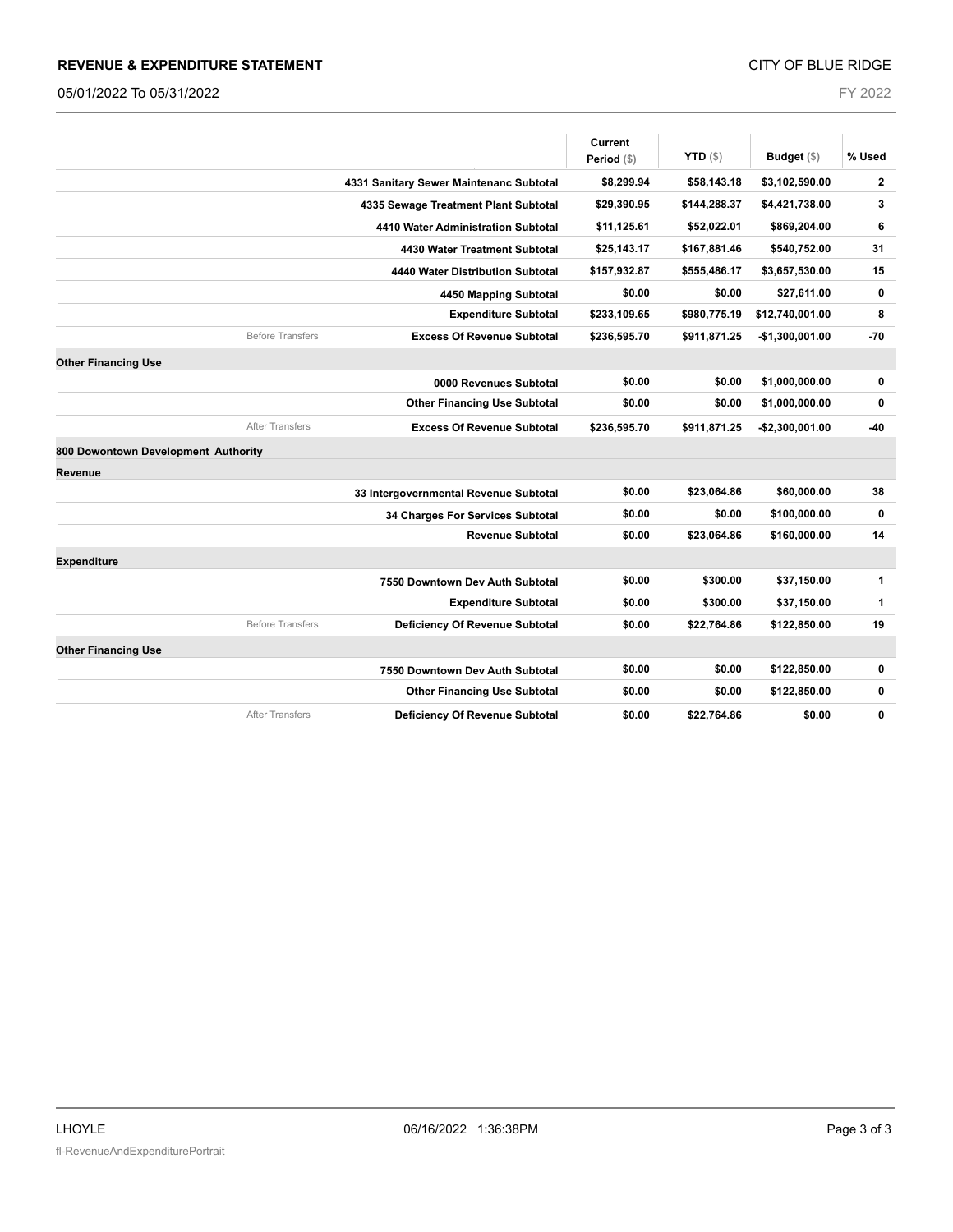| | | Current Period ($) | YTD ($) | Budget ($) | % Used |
|---|---|---|---|---|---|
| | 4331 Sanitary Sewer Maintenanc Subtotal | $8,299.94 | $58,143.18 | $3,102,590.00 | 2 |
| | 4335 Sewage Treatment Plant Subtotal | $29,390.95 | $144,288.37 | $4,421,738.00 | 3 |
| | 4410 Water Administration Subtotal | $11,125.61 | $52,022.01 | $869,204.00 | 6 |
| | 4430 Water Treatment Subtotal | $25,143.17 | $167,881.46 | $540,752.00 | 31 |
| | 4440 Water Distribution Subtotal | $157,932.87 | $555,486.17 | $3,657,530.00 | 15 |
| | 4450 Mapping Subtotal | $0.00 | $0.00 | $27,611.00 | 0 |
| | Expenditure Subtotal | $233,109.65 | $980,775.19 | $12,740,001.00 | 8 |
| Before Transfers | Excess Of Revenue Subtotal | $236,595.70 | $911,871.25 | -$1,300,001.00 | -70 |
| **Other Financing Use** | | | | | |
| | 0000 Revenues Subtotal | $0.00 | $0.00 | $1,000,000.00 | 0 |
| | Other Financing Use Subtotal | $0.00 | $0.00 | $1,000,000.00 | 0 |
| After Transfers | Excess Of Revenue Subtotal | $236,595.70 | $911,871.25 | -$2,300,001.00 | -40 |
| **800 Dowontown Development Authority** | | | | | |
| **Revenue** | | | | | |
| | 33 Intergovernmental Revenue Subtotal | $0.00 | $23,064.86 | $60,000.00 | 38 |
| | 34 Charges For Services Subtotal | $0.00 | $0.00 | $100,000.00 | 0 |
| | Revenue Subtotal | $0.00 | $23,064.86 | $160,000.00 | 14 |
| **Expenditure** | | | | | |
| | 7550 Downtown Dev Auth Subtotal | $0.00 | $300.00 | $37,150.00 | 1 |
| | Expenditure Subtotal | $0.00 | $300.00 | $37,150.00 | 1 |
| Before Transfers | Deficiency Of Revenue Subtotal | $0.00 | $22,764.86 | $122,850.00 | 19 |
| **Other Financing Use** | | | | | |
| | 7550 Downtown Dev Auth Subtotal | $0.00 | $0.00 | $122,850.00 | 0 |
| | Other Financing Use Subtotal | $0.00 | $0.00 | $122,850.00 | 0 |
| After Transfers | Deficiency Of Revenue Subtotal | $0.00 | $22,764.86 | $0.00 | 0 |